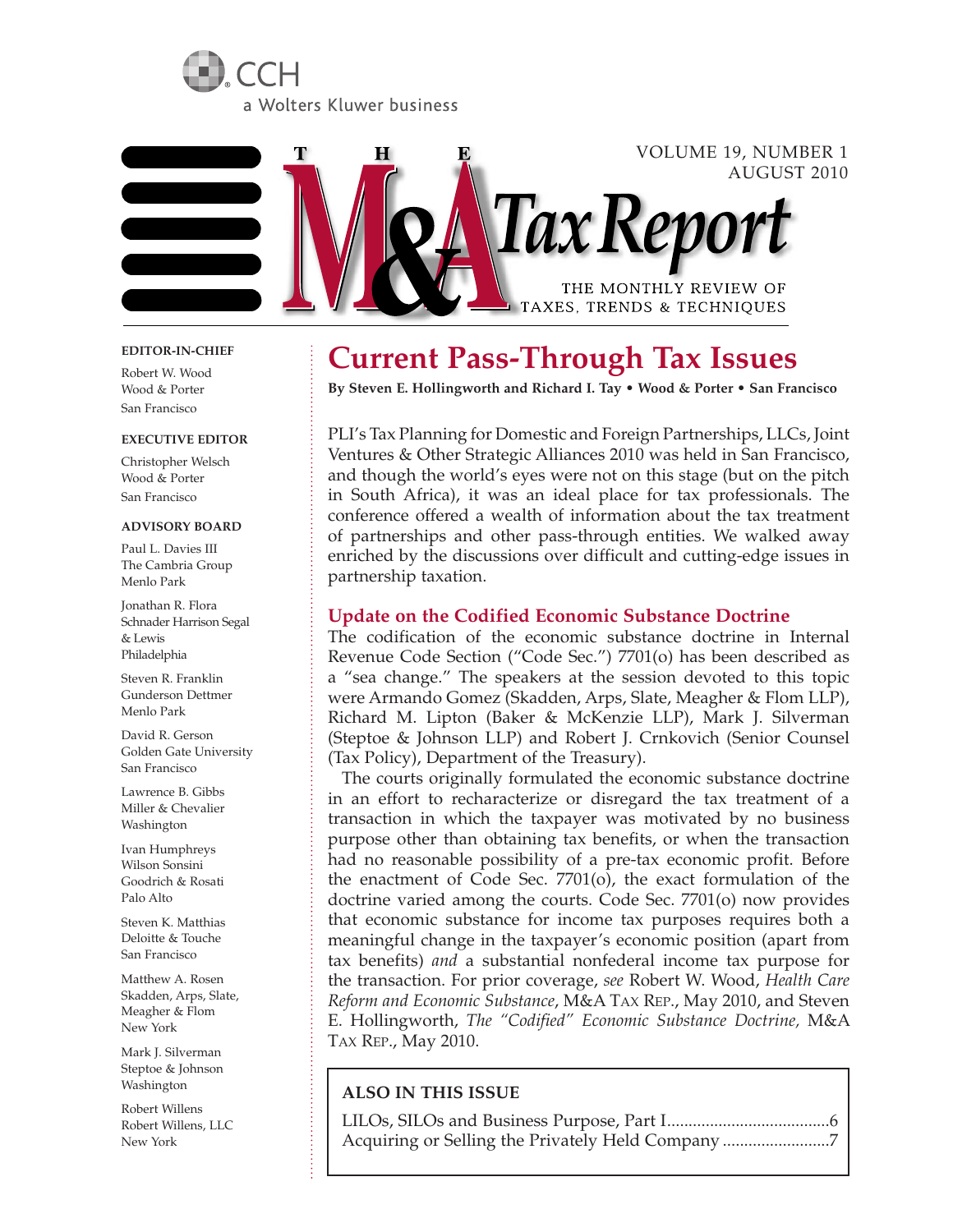CCH

a Wolters Kluwer business

# THE M&A Tax Report

VOLUME 19, NUMBER 1
AUGUST 2010

THE MONTHLY REVIEW OF TAXES, TRENDS & TECHNIQUES

**EDITOR-IN-CHIEF**

Robert W. Wood
Wood & Porter
San Francisco

**EXECUTIVE EDITOR**

Christopher Welsch
Wood & Porter
San Francisco

**ADVISORY BOARD**

Paul L. Davies III
The Cambria Group
Menlo Park

Jonathan R. Flora
Schnader Harrison Segal & Lewis
Philadelphia

Steven R. Franklin
Gunderson Dettmer
Menlo Park

David R. Gerson
Golden Gate University
San Francisco

Lawrence B. Gibbs
Miller & Chevalier
Washington

Ivan Humphreys
Wilson Sonsini Goodrich & Rosati
Palo Alto

Steven K. Matthias
Deloitte & Touche
San Francisco

Matthew A. Rosen
Skadden, Arps, Slate, Meagher & Flom
New York

Mark J. Silverman
Steptoe & Johnson
Washington

Robert Willens
Robert Willens, LLC
New York

## Current Pass-Through Tax Issues

**By Steven E. Hollingworth and Richard I. Tay • Wood & Porter • San Francisco**

PLI's Tax Planning for Domestic and Foreign Partnerships, LLCs, Joint Ventures & Other Strategic Alliances 2010 was held in San Francisco, and though the world's eyes were not on this stage (but on the pitch in South Africa), it was an ideal place for tax professionals. The conference offered a wealth of information about the tax treatment of partnerships and other pass-through entities. We walked away enriched by the discussions over difficult and cutting-edge issues in partnership taxation.

### Update on the Codified Economic Substance Doctrine

The codification of the economic substance doctrine in Internal Revenue Code Section ("Code Sec.") 7701(o) has been described as a "sea change." The speakers at the session devoted to this topic were Armando Gomez (Skadden, Arps, Slate, Meagher & Flom LLP), Richard M. Lipton (Baker & McKenzie LLP), Mark J. Silverman (Steptoe & Johnson LLP) and Robert J. Crnkovich (Senior Counsel (Tax Policy), Department of the Treasury).

The courts originally formulated the economic substance doctrine in an effort to recharacterize or disregard the tax treatment of a transaction in which the taxpayer was motivated by no business purpose other than obtaining tax benefits, or when the transaction had no reasonable possibility of a pre-tax economic profit. Before the enactment of Code Sec. 7701(o), the exact formulation of the doctrine varied among the courts. Code Sec. 7701(o) now provides that economic substance for income tax purposes requires both a meaningful change in the taxpayer's economic position (apart from tax benefits) *and* a substantial nonfederal income tax purpose for the transaction. For prior coverage, *see* Robert W. Wood, *Health Care Reform and Economic Substance*, M&A Tax Rep., May 2010, and Steven E. Hollingworth, *The "Codified" Economic Substance Doctrine,* M&A Tax Rep., May 2010.

**ALSO IN THIS ISSUE**

LILOs, SILOs and Business Purpose, Part I......................................6
Acquiring or Selling the Privately Held Company .........................7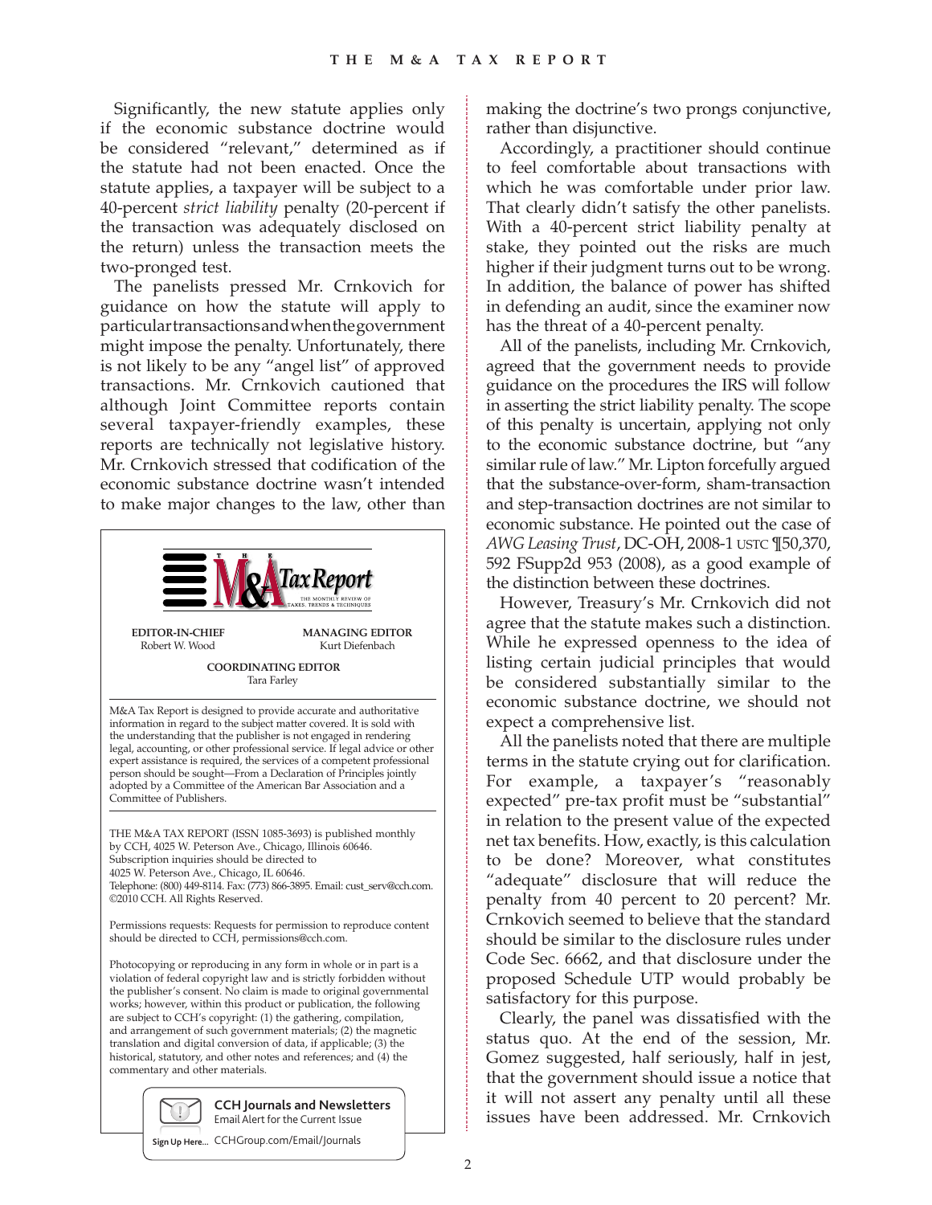Significantly, the new statute applies only if the economic substance doctrine would be considered "relevant," determined as if the statute had not been enacted. Once the statute applies, a taxpayer will be subject to a 40-percent *strict liability* penalty (20-percent if the transaction was adequately disclosed on the return) unless the transaction meets the two-pronged test.

The panelists pressed Mr. Crnkovich for guidance on how the statute will apply to particular transactions and when the government might impose the penalty. Unfortunately, there is not likely to be any "angel list" of approved transactions. Mr. Crnkovich cautioned that although Joint Committee reports contain several taxpayer-friendly examples, these reports are technically not legislative history. Mr. Crnkovich stressed that codification of the economic substance doctrine wasn't intended to make major changes to the law, other than making the doctrine's two prongs conjunctive, rather than disjunctive.

Accordingly, a practitioner should continue to feel comfortable about transactions with which he was comfortable under prior law. That clearly didn't satisfy the other panelists. With a 40-percent strict liability penalty at stake, they pointed out the risks are much higher if their judgment turns out to be wrong. In addition, the balance of power has shifted in defending an audit, since the examiner now has the threat of a 40-percent penalty.

All of the panelists, including Mr. Crnkovich, agreed that the government needs to provide guidance on the procedures the IRS will follow in asserting the strict liability penalty. The scope of this penalty is uncertain, applying not only to the economic substance doctrine, but "any similar rule of law." Mr. Lipton forcefully argued that the substance-over-form, sham-transaction and step-transaction doctrines are not similar to economic substance. He pointed out the case of *AWG Leasing Trust*, DC-OH, 2008-1 USTC ¶50,370, 592 FSupp2d 953 (2008), as a good example of the distinction between these doctrines.

However, Treasury's Mr. Crnkovich did not agree that the statute makes such a distinction. While he expressed openness to the idea of listing certain judicial principles that would be considered substantially similar to the economic substance doctrine, we should not expect a comprehensive list.

All the panelists noted that there are multiple terms in the statute crying out for clarification. For example, a taxpayer's "reasonably expected" pre-tax profit must be "substantial" in relation to the present value of the expected net tax benefits. How, exactly, is this calculation to be done? Moreover, what constitutes "adequate" disclosure that will reduce the penalty from 40 percent to 20 percent? Mr. Crnkovich seemed to believe that the standard should be similar to the disclosure rules under Code Sec. 6662, and that disclosure under the proposed Schedule UTP would probably be satisfactory for this purpose.

Clearly, the panel was dissatisfied with the status quo. At the end of the session, Mr. Gomez suggested, half seriously, half in jest, that the government should issue a notice that it will not assert any penalty until all these issues have been addressed. Mr. Crnkovich

---

**THE M&A TAX REPORT** — The Monthly Review of Taxes, Trends & Techniques

**EDITOR-IN-CHIEF**
Robert W. Wood

**MANAGING EDITOR**
Kurt Diefenbach

**COORDINATING EDITOR**
Tara Farley

M&A Tax Report is designed to provide accurate and authoritative information in regard to the subject matter covered. It is sold with the understanding that the publisher is not engaged in rendering legal, accounting, or other professional service. If legal advice or other expert assistance is required, the services of a competent professional person should be sought—From a Declaration of Principles jointly adopted by a Committee of the American Bar Association and a Committee of Publishers.

THE M&A TAX REPORT (ISSN 1085-3693) is published monthly by CCH, 4025 W. Peterson Ave., Chicago, Illinois 60646. Subscription inquiries should be directed to 4025 W. Peterson Ave., Chicago, IL 60646. Telephone: (800) 449-8114. Fax: (773) 866-3895. Email: cust_serv@cch.com. ©2010 CCH. All Rights Reserved.

Permissions requests: Requests for permission to reproduce content should be directed to CCH, permissions@cch.com.

Photocopying or reproducing in any form in whole or in part is a violation of federal copyright law and is strictly forbidden without the publisher's consent. No claim is made to original governmental works; however, within this product or publication, the following are subject to CCH's copyright: (1) the gathering, compilation, and arrangement of such government materials; (2) the magnetic translation and digital conversion of data, if applicable; (3) the historical, statutory, and other notes and references; and (4) the commentary and other materials.

**CCH Journals and Newsletters**
Email Alert for the Current Issue
Sign Up Here... CCHGroup.com/Email/Journals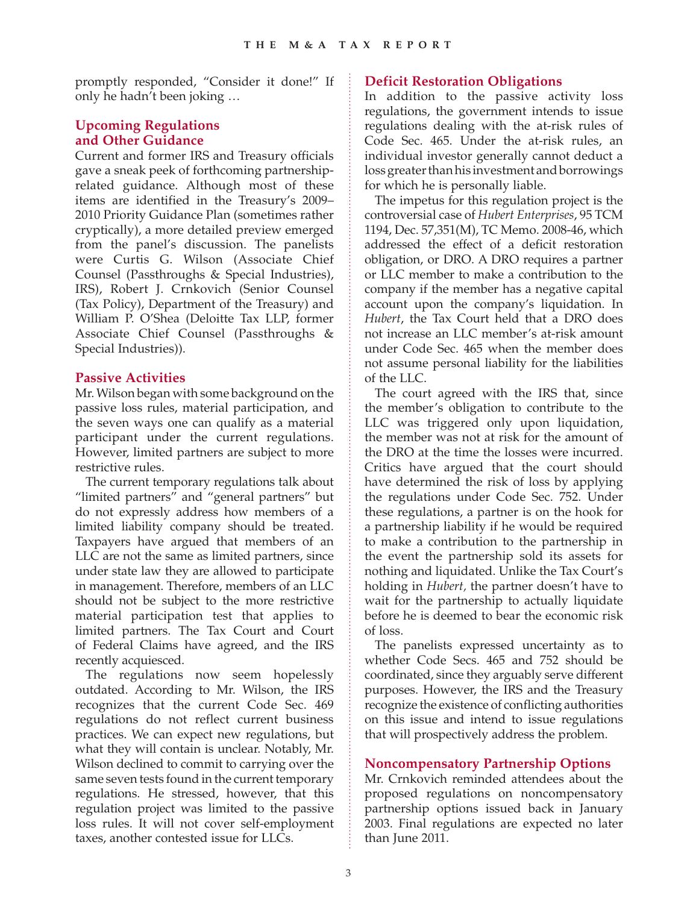promptly responded, "Consider it done!" If only he hadn't been joking …

## Upcoming Regulations and Other Guidance

Current and former IRS and Treasury officials gave a sneak peek of forthcoming partnership-related guidance. Although most of these items are identified in the Treasury's 2009–2010 Priority Guidance Plan (sometimes rather cryptically), a more detailed preview emerged from the panel's discussion. The panelists were Curtis G. Wilson (Associate Chief Counsel (Passthroughs & Special Industries), IRS), Robert J. Crnkovich (Senior Counsel (Tax Policy), Department of the Treasury) and William P. O'Shea (Deloitte Tax LLP, former Associate Chief Counsel (Passthroughs & Special Industries)).

## Passive Activities

Mr. Wilson began with some background on the passive loss rules, material participation, and the seven ways one can qualify as a material participant under the current regulations. However, limited partners are subject to more restrictive rules.

The current temporary regulations talk about "limited partners" and "general partners" but do not expressly address how members of a limited liability company should be treated. Taxpayers have argued that members of an LLC are not the same as limited partners, since under state law they are allowed to participate in management. Therefore, members of an LLC should not be subject to the more restrictive material participation test that applies to limited partners. The Tax Court and Court of Federal Claims have agreed, and the IRS recently acquiesced.

The regulations now seem hopelessly outdated. According to Mr. Wilson, the IRS recognizes that the current Code Sec. 469 regulations do not reflect current business practices. We can expect new regulations, but what they will contain is unclear. Notably, Mr. Wilson declined to commit to carrying over the same seven tests found in the current temporary regulations. He stressed, however, that this regulation project was limited to the passive loss rules. It will not cover self-employment taxes, another contested issue for LLCs.

## Deficit Restoration Obligations

In addition to the passive activity loss regulations, the government intends to issue regulations dealing with the at-risk rules of Code Sec. 465. Under the at-risk rules, an individual investor generally cannot deduct a loss greater than his investment and borrowings for which he is personally liable.

The impetus for this regulation project is the controversial case of *Hubert Enterprises*, 95 TCM 1194, Dec. 57,351(M), TC Memo. 2008-46, which addressed the effect of a deficit restoration obligation, or DRO. A DRO requires a partner or LLC member to make a contribution to the company if the member has a negative capital account upon the company's liquidation. In *Hubert*, the Tax Court held that a DRO does not increase an LLC member's at-risk amount under Code Sec. 465 when the member does not assume personal liability for the liabilities of the LLC.

The court agreed with the IRS that, since the member's obligation to contribute to the LLC was triggered only upon liquidation, the member was not at risk for the amount of the DRO at the time the losses were incurred. Critics have argued that the court should have determined the risk of loss by applying the regulations under Code Sec. 752. Under these regulations, a partner is on the hook for a partnership liability if he would be required to make a contribution to the partnership in the event the partnership sold its assets for nothing and liquidated. Unlike the Tax Court's holding in *Hubert,* the partner doesn't have to wait for the partnership to actually liquidate before he is deemed to bear the economic risk of loss.

The panelists expressed uncertainty as to whether Code Secs. 465 and 752 should be coordinated, since they arguably serve different purposes. However, the IRS and the Treasury recognize the existence of conflicting authorities on this issue and intend to issue regulations that will prospectively address the problem.

## Noncompensatory Partnership Options

Mr. Crnkovich reminded attendees about the proposed regulations on noncompensatory partnership options issued back in January 2003. Final regulations are expected no later than June 2011.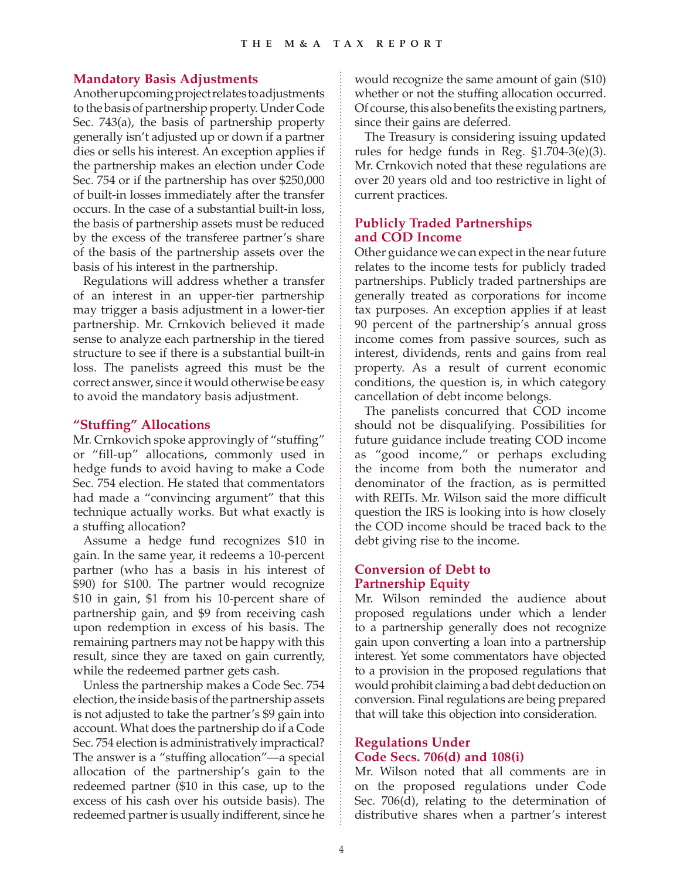## Mandatory Basis Adjustments

Another upcoming project relates to adjustments to the basis of partnership property. Under Code Sec. 743(a), the basis of partnership property generally isn't adjusted up or down if a partner dies or sells his interest. An exception applies if the partnership makes an election under Code Sec. 754 or if the partnership has over $250,000 of built-in losses immediately after the transfer occurs. In the case of a substantial built-in loss, the basis of partnership assets must be reduced by the excess of the transferee partner's share of the basis of the partnership assets over the basis of his interest in the partnership.

Regulations will address whether a transfer of an interest in an upper-tier partnership may trigger a basis adjustment in a lower-tier partnership. Mr. Crnkovich believed it made sense to analyze each partnership in the tiered structure to see if there is a substantial built-in loss. The panelists agreed this must be the correct answer, since it would otherwise be easy to avoid the mandatory basis adjustment.

## "Stuffing" Allocations

Mr. Crnkovich spoke approvingly of "stuffing" or "fill-up" allocations, commonly used in hedge funds to avoid having to make a Code Sec. 754 election. He stated that commentators had made a "convincing argument" that this technique actually works. But what exactly is a stuffing allocation?

Assume a hedge fund recognizes $10 in gain. In the same year, it redeems a 10-percent partner (who has a basis in his interest of $90) for $100. The partner would recognize $10 in gain, $1 from his 10-percent share of partnership gain, and $9 from receiving cash upon redemption in excess of his basis. The remaining partners may not be happy with this result, since they are taxed on gain currently, while the redeemed partner gets cash.

Unless the partnership makes a Code Sec. 754 election, the inside basis of the partnership assets is not adjusted to take the partner's $9 gain into account. What does the partnership do if a Code Sec. 754 election is administratively impractical? The answer is a "stuffing allocation"—a special allocation of the partnership's gain to the redeemed partner ($10 in this case, up to the excess of his cash over his outside basis). The redeemed partner is usually indifferent, since he would recognize the same amount of gain ($10) whether or not the stuffing allocation occurred. Of course, this also benefits the existing partners, since their gains are deferred.

The Treasury is considering issuing updated rules for hedge funds in Reg. §1.704-3(e)(3). Mr. Crnkovich noted that these regulations are over 20 years old and too restrictive in light of current practices.

## Publicly Traded Partnerships and COD Income

Other guidance we can expect in the near future relates to the income tests for publicly traded partnerships. Publicly traded partnerships are generally treated as corporations for income tax purposes. An exception applies if at least 90 percent of the partnership's annual gross income comes from passive sources, such as interest, dividends, rents and gains from real property. As a result of current economic conditions, the question is, in which category cancellation of debt income belongs.

The panelists concurred that COD income should not be disqualifying. Possibilities for future guidance include treating COD income as "good income," or perhaps excluding the income from both the numerator and denominator of the fraction, as is permitted with REITs. Mr. Wilson said the more difficult question the IRS is looking into is how closely the COD income should be traced back to the debt giving rise to the income.

## Conversion of Debt to Partnership Equity

Mr. Wilson reminded the audience about proposed regulations under which a lender to a partnership generally does not recognize gain upon converting a loan into a partnership interest. Yet some commentators have objected to a provision in the proposed regulations that would prohibit claiming a bad debt deduction on conversion. Final regulations are being prepared that will take this objection into consideration.

## Regulations Under Code Secs. 706(d) and 108(i)

Mr. Wilson noted that all comments are in on the proposed regulations under Code Sec. 706(d), relating to the determination of distributive shares when a partner's interest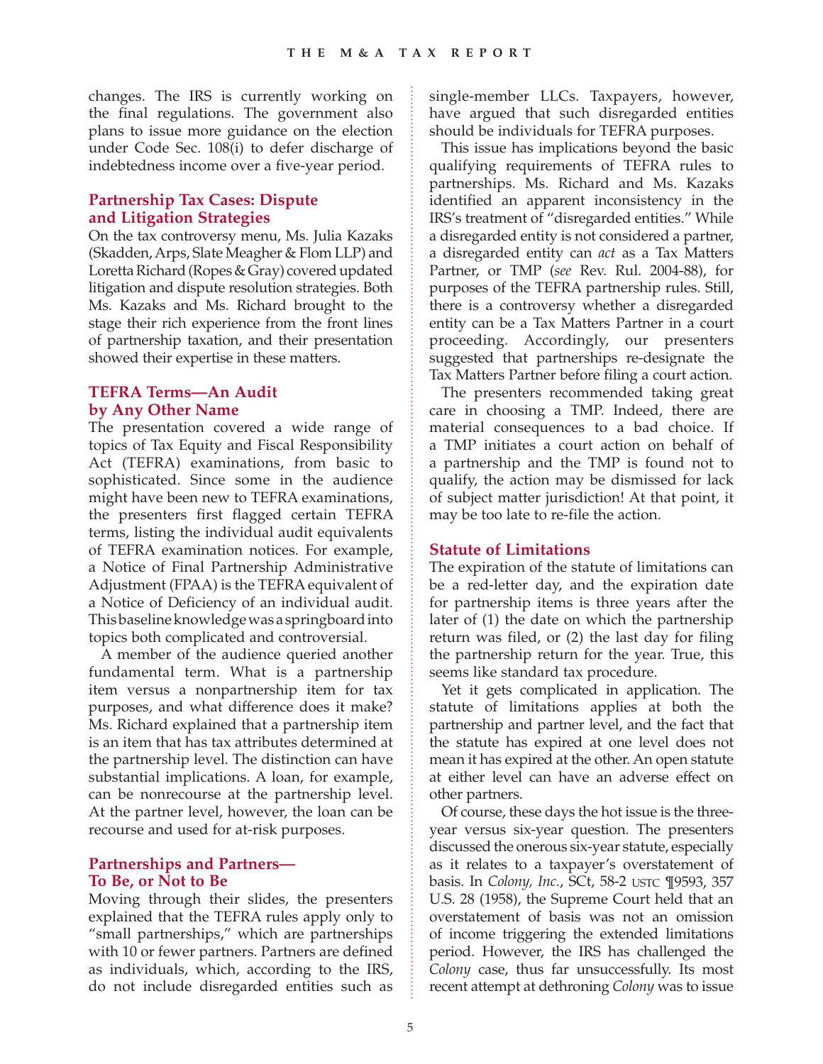changes. The IRS is currently working on the final regulations. The government also plans to issue more guidance on the election under Code Sec. 108(i) to defer discharge of indebtedness income over a five-year period.

## Partnership Tax Cases: Dispute and Litigation Strategies

On the tax controversy menu, Ms. Julia Kazaks (Skadden, Arps, Slate Meagher & Flom LLP) and Loretta Richard (Ropes & Gray) covered updated litigation and dispute resolution strategies. Both Ms. Kazaks and Ms. Richard brought to the stage their rich experience from the front lines of partnership taxation, and their presentation showed their expertise in these matters.

## TEFRA Terms—An Audit by Any Other Name

The presentation covered a wide range of topics of Tax Equity and Fiscal Responsibility Act (TEFRA) examinations, from basic to sophisticated. Since some in the audience might have been new to TEFRA examinations, the presenters first flagged certain TEFRA terms, listing the individual audit equivalents of TEFRA examination notices. For example, a Notice of Final Partnership Administrative Adjustment (FPAA) is the TEFRA equivalent of a Notice of Deficiency of an individual audit. This baseline knowledge was a springboard into topics both complicated and controversial.

A member of the audience queried another fundamental term. What is a partnership item versus a nonpartnership item for tax purposes, and what difference does it make? Ms. Richard explained that a partnership item is an item that has tax attributes determined at the partnership level. The distinction can have substantial implications. A loan, for example, can be nonrecourse at the partnership level. At the partner level, however, the loan can be recourse and used for at-risk purposes.

## Partnerships and Partners—To Be, or Not to Be

Moving through their slides, the presenters explained that the TEFRA rules apply only to "small partnerships," which are partnerships with 10 or fewer partners. Partners are defined as individuals, which, according to the IRS, do not include disregarded entities such as single-member LLCs. Taxpayers, however, have argued that such disregarded entities should be individuals for TEFRA purposes.

This issue has implications beyond the basic qualifying requirements of TEFRA rules to partnerships. Ms. Richard and Ms. Kazaks identified an apparent inconsistency in the IRS's treatment of "disregarded entities." While a disregarded entity is not considered a partner, a disregarded entity can *act* as a Tax Matters Partner, or TMP (*see* Rev. Rul. 2004-88), for purposes of the TEFRA partnership rules. Still, there is a controversy whether a disregarded entity can be a Tax Matters Partner in a court proceeding. Accordingly, our presenters suggested that partnerships re-designate the Tax Matters Partner before filing a court action.

The presenters recommended taking great care in choosing a TMP. Indeed, there are material consequences to a bad choice. If a TMP initiates a court action on behalf of a partnership and the TMP is found not to qualify, the action may be dismissed for lack of subject matter jurisdiction! At that point, it may be too late to re-file the action.

## Statute of Limitations

The expiration of the statute of limitations can be a red-letter day, and the expiration date for partnership items is three years after the later of (1) the date on which the partnership return was filed, or (2) the last day for filing the partnership return for the year. True, this seems like standard tax procedure.

Yet it gets complicated in application. The statute of limitations applies at both the partnership and partner level, and the fact that the statute has expired at one level does not mean it has expired at the other. An open statute at either level can have an adverse effect on other partners.

Of course, these days the hot issue is the three-year versus six-year question. The presenters discussed the onerous six-year statute, especially as it relates to a taxpayer's overstatement of basis. In *Colony, Inc.*, SCt, 58-2 USTC ¶9593, 357 U.S. 28 (1958), the Supreme Court held that an overstatement of basis was not an omission of income triggering the extended limitations period. However, the IRS has challenged the *Colony* case, thus far unsuccessfully. Its most recent attempt at dethroning *Colony* was to issue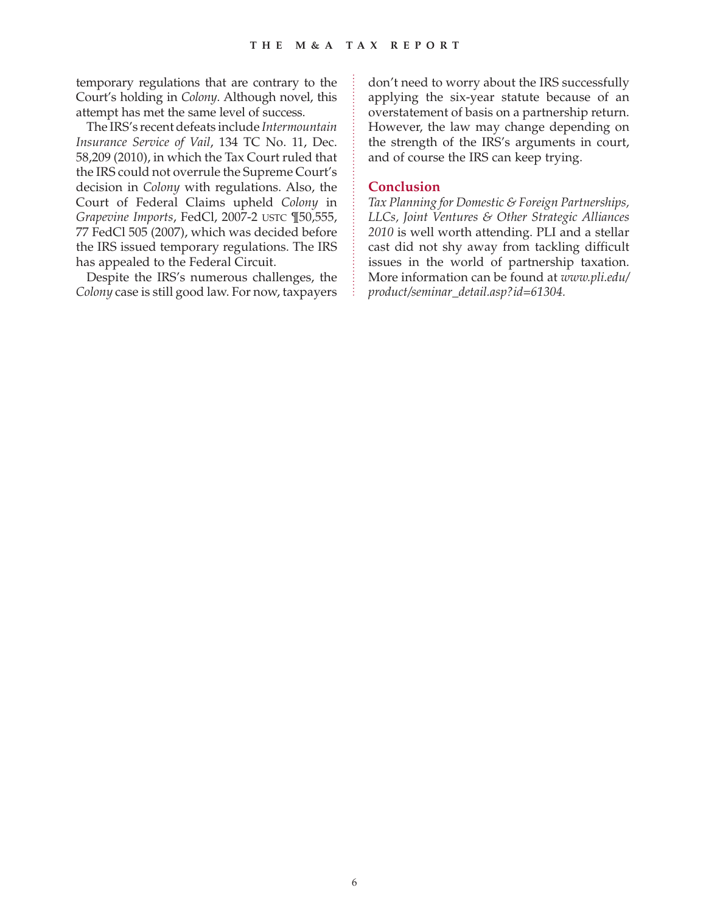temporary regulations that are contrary to the Court's holding in *Colony*. Although novel, this attempt has met the same level of success.

The IRS's recent defeats include *Intermountain Insurance Service of Vail*, 134 TC No. 11, Dec. 58,209 (2010), in which the Tax Court ruled that the IRS could not overrule the Supreme Court's decision in *Colony* with regulations. Also, the Court of Federal Claims upheld *Colony* in *Grapevine Imports*, FedCl, 2007-2 USTC ¶50,555, 77 FedCl 505 (2007), which was decided before the IRS issued temporary regulations. The IRS has appealed to the Federal Circuit.

Despite the IRS's numerous challenges, the *Colony* case is still good law. For now, taxpayers don't need to worry about the IRS successfully applying the six-year statute because of an overstatement of basis on a partnership return. However, the law may change depending on the strength of the IRS's arguments in court, and of course the IRS can keep trying.

## Conclusion

*Tax Planning for Domestic & Foreign Partnerships, LLCs, Joint Ventures & Other Strategic Alliances 2010* is well worth attending. PLI and a stellar cast did not shy away from tackling difficult issues in the world of partnership taxation. More information can be found at *www.pli.edu/product/seminar_detail.asp?id=61304.*